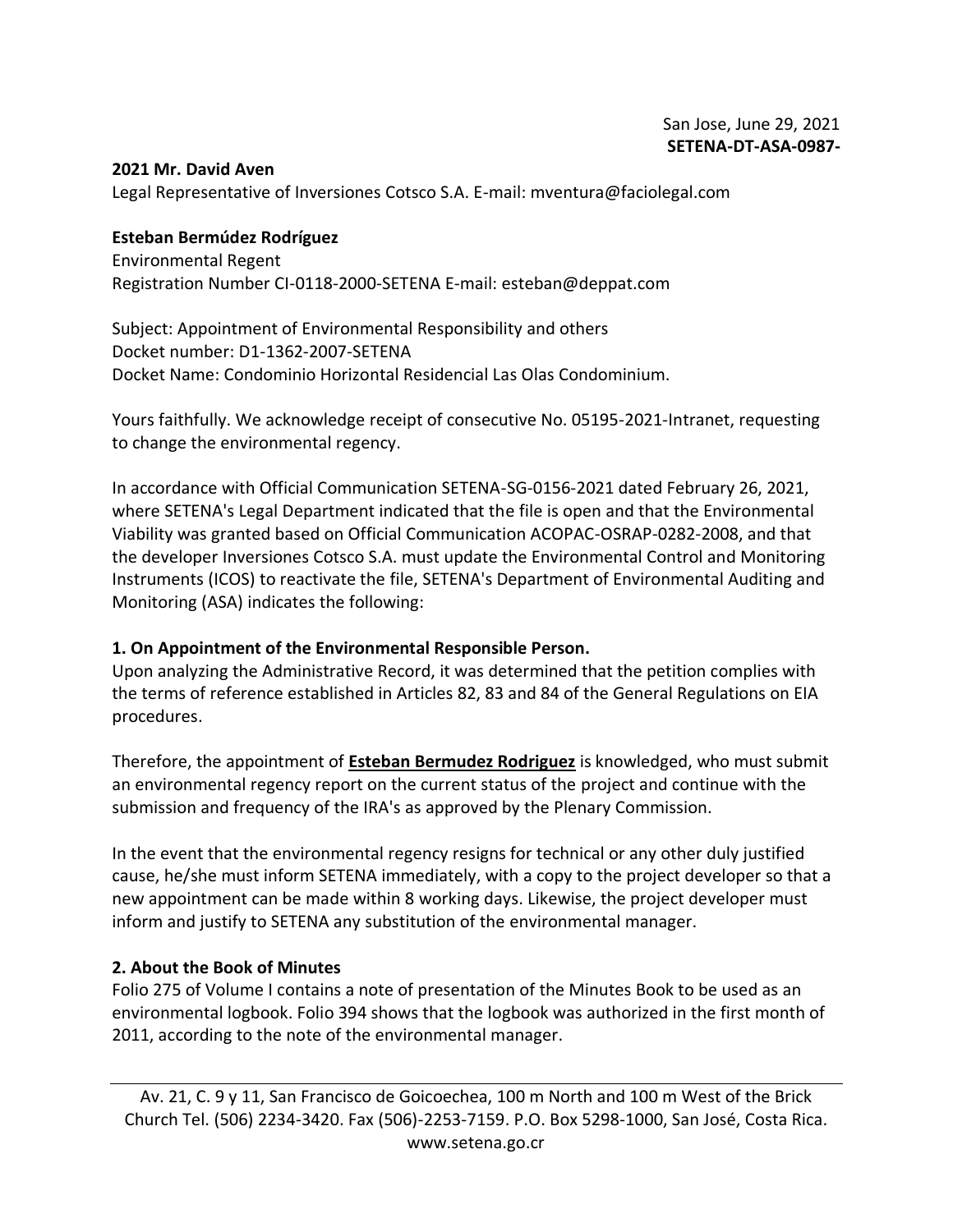San Jose, June 29, 2021
**SETENA-DT-ASA-0987-**

**2021 Mr. David Aven**
Legal Representative of Inversiones Cotsco S.A. E-mail: mventura@faciolegal.com

**Esteban Bermúdez Rodríguez**
Environmental Regent
Registration Number CI-0118-2000-SETENA E-mail: esteban@deppat.com

Subject: Appointment of Environmental Responsibility and others
Docket number: D1-1362-2007-SETENA
Docket Name: Condominio Horizontal Residencial Las Olas Condominium.

Yours faithfully. We acknowledge receipt of consecutive No. 05195-2021-Intranet, requesting to change the environmental regency.

In accordance with Official Communication SETENA-SG-0156-2021 dated February 26, 2021, where SETENA's Legal Department indicated that the file is open and that the Environmental Viability was granted based on Official Communication ACOPAC-OSRAP-0282-2008, and that the developer Inversiones Cotsco S.A. must update the Environmental Control and Monitoring Instruments (ICOS) to reactivate the file, SETENA's Department of Environmental Auditing and Monitoring (ASA) indicates the following:

### 1. On Appointment of the Environmental Responsible Person.

Upon analyzing the Administrative Record, it was determined that the petition complies with the terms of reference established in Articles 82, 83 and 84 of the General Regulations on EIA procedures.

Therefore, the appointment of **Esteban Bermudez Rodriguez** is knowledged, who must submit an environmental regency report on the current status of the project and continue with the submission and frequency of the IRA's as approved by the Plenary Commission.

In the event that the environmental regency resigns for technical or any other duly justified cause, he/she must inform SETENA immediately, with a copy to the project developer so that a new appointment can be made within 8 working days. Likewise, the project developer must inform and justify to SETENA any substitution of the environmental manager.

### 2. About the Book of Minutes

Folio 275 of Volume I contains a note of presentation of the Minutes Book to be used as an environmental logbook. Folio 394 shows that the logbook was authorized in the first month of 2011, according to the note of the environmental manager.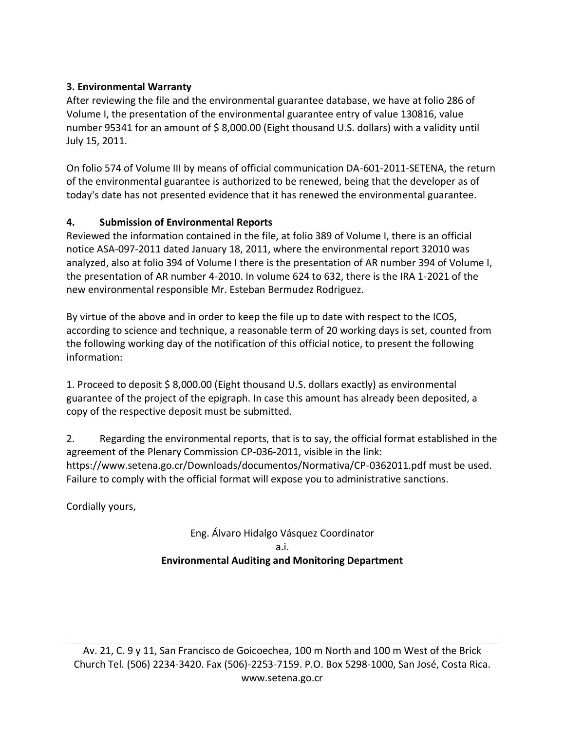### 3. Environmental Warranty

After reviewing the file and the environmental guarantee database, we have at folio 286 of Volume I, the presentation of the environmental guarantee entry of value 130816, value number 95341 for an amount of $ 8,000.00 (Eight thousand U.S. dollars) with a validity until July 15, 2011.

On folio 574 of Volume III by means of official communication DA-601-2011-SETENA, the return of the environmental guarantee is authorized to be renewed, being that the developer as of today's date has not presented evidence that it has renewed the environmental guarantee.

### 4. Submission of Environmental Reports

Reviewed the information contained in the file, at folio 389 of Volume I, there is an official notice ASA-097-2011 dated January 18, 2011, where the environmental report 32010 was analyzed, also at folio 394 of Volume I there is the presentation of AR number 394 of Volume I, the presentation of AR number 4-2010. In volume 624 to 632, there is the IRA 1-2021 of the new environmental responsible Mr. Esteban Bermudez Rodriguez.

By virtue of the above and in order to keep the file up to date with respect to the ICOS, according to science and technique, a reasonable term of 20 working days is set, counted from the following working day of the notification of this official notice, to present the following information:

1. Proceed to deposit $ 8,000.00 (Eight thousand U.S. dollars exactly) as environmental guarantee of the project of the epigraph. In case this amount has already been deposited, a copy of the respective deposit must be submitted.

2. Regarding the environmental reports, that is to say, the official format established in the agreement of the Plenary Commission CP-036-2011, visible in the link: https://www.setena.go.cr/Downloads/documentos/Normativa/CP-0362011.pdf must be used. Failure to comply with the official format will expose you to administrative sanctions.

Cordially yours,

Eng. Álvaro Hidalgo Vásquez Coordinator
a.i.
**Environmental Auditing and Monitoring Department**

Av. 21, C. 9 y 11, San Francisco de Goicoechea, 100 m North and 100 m West of the Brick Church Tel. (506) 2234-3420. Fax (506)-2253-7159. P.O. Box 5298-1000, San José, Costa Rica. www.setena.go.cr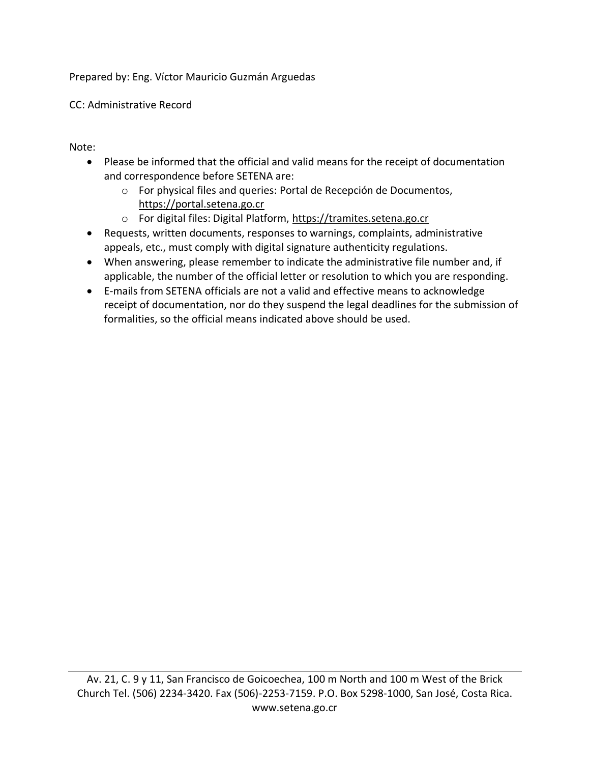Prepared by: Eng. Víctor Mauricio Guzmán Arguedas

CC: Administrative Record

Note:

- Please be informed that the official and valid means for the receipt of documentation and correspondence before SETENA are:
    - For physical files and queries: Portal de Recepción de Documentos, https://portal.setena.go.cr
    - For digital files: Digital Platform, https://tramites.setena.go.cr
- Requests, written documents, responses to warnings, complaints, administrative appeals, etc., must comply with digital signature authenticity regulations.
- When answering, please remember to indicate the administrative file number and, if applicable, the number of the official letter or resolution to which you are responding.
- E-mails from SETENA officials are not a valid and effective means to acknowledge receipt of documentation, nor do they suspend the legal deadlines for the submission of formalities, so the official means indicated above should be used.